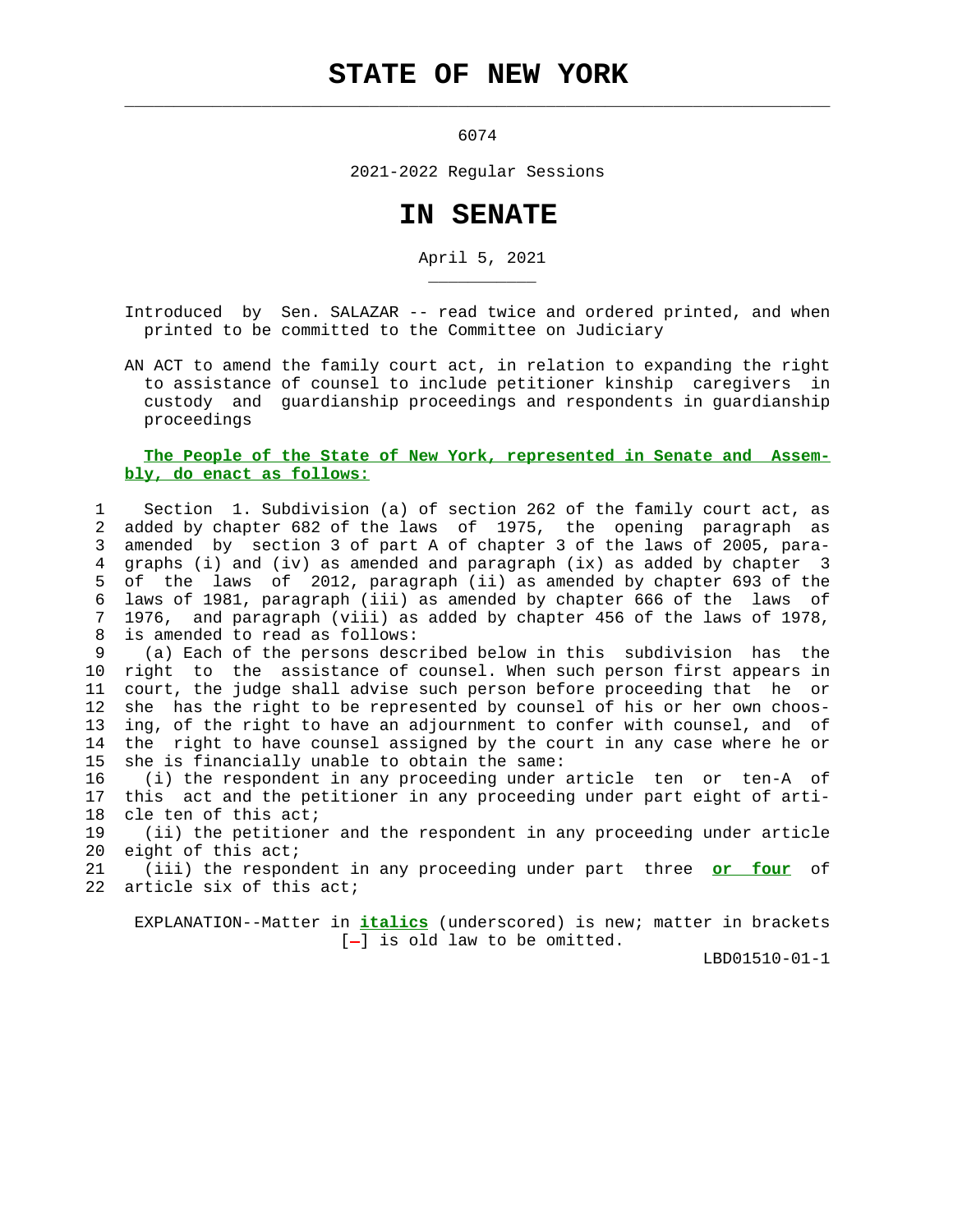# STATE OF NEW YORK

6074

2021-2022 Regular Sessions

# IN SENATE

April 5, 2021

Introduced by Sen. SALAZAR -- read twice and ordered printed, and when printed to be committed to the Committee on Judiciary

AN ACT to amend the family court act, in relation to expanding the right to assistance of counsel to include petitioner kinship caregivers in custody and guardianship proceedings and respondents in guardianship proceedings

**The People of the State of New York, represented in Senate and Assembly, do enact as follows:**

Section 1. Subdivision (a) of section 262 of the family court act, as added by chapter 682 of the laws of 1975, the opening paragraph as amended by section 3 of part A of chapter 3 of the laws of 2005, paragraphs (i) and (iv) as amended and paragraph (ix) as added by chapter 3 of the laws of 2012, paragraph (ii) as amended by chapter 693 of the laws of 1981, paragraph (iii) as amended by chapter 666 of the laws of 1976, and paragraph (viii) as added by chapter 456 of the laws of 1978, is amended to read as follows:

(a) Each of the persons described below in this subdivision has the right to the assistance of counsel. When such person first appears in court, the judge shall advise such person before proceeding that he or she has the right to be represented by counsel of his or her own choosing, of the right to have an adjournment to confer with counsel, and of the right to have counsel assigned by the court in any case where he or she is financially unable to obtain the same:

(i) the respondent in any proceeding under article ten or ten-A of this act and the petitioner in any proceeding under part eight of article ten of this act;

(ii) the petitioner and the respondent in any proceeding under article eight of this act;

(iii) the respondent in any proceeding under part three ***or four*** of article six of this act;

EXPLANATION--Matter in ***italics*** (underscored) is new; matter in brackets [-] is old law to be omitted.

LBD01510-01-1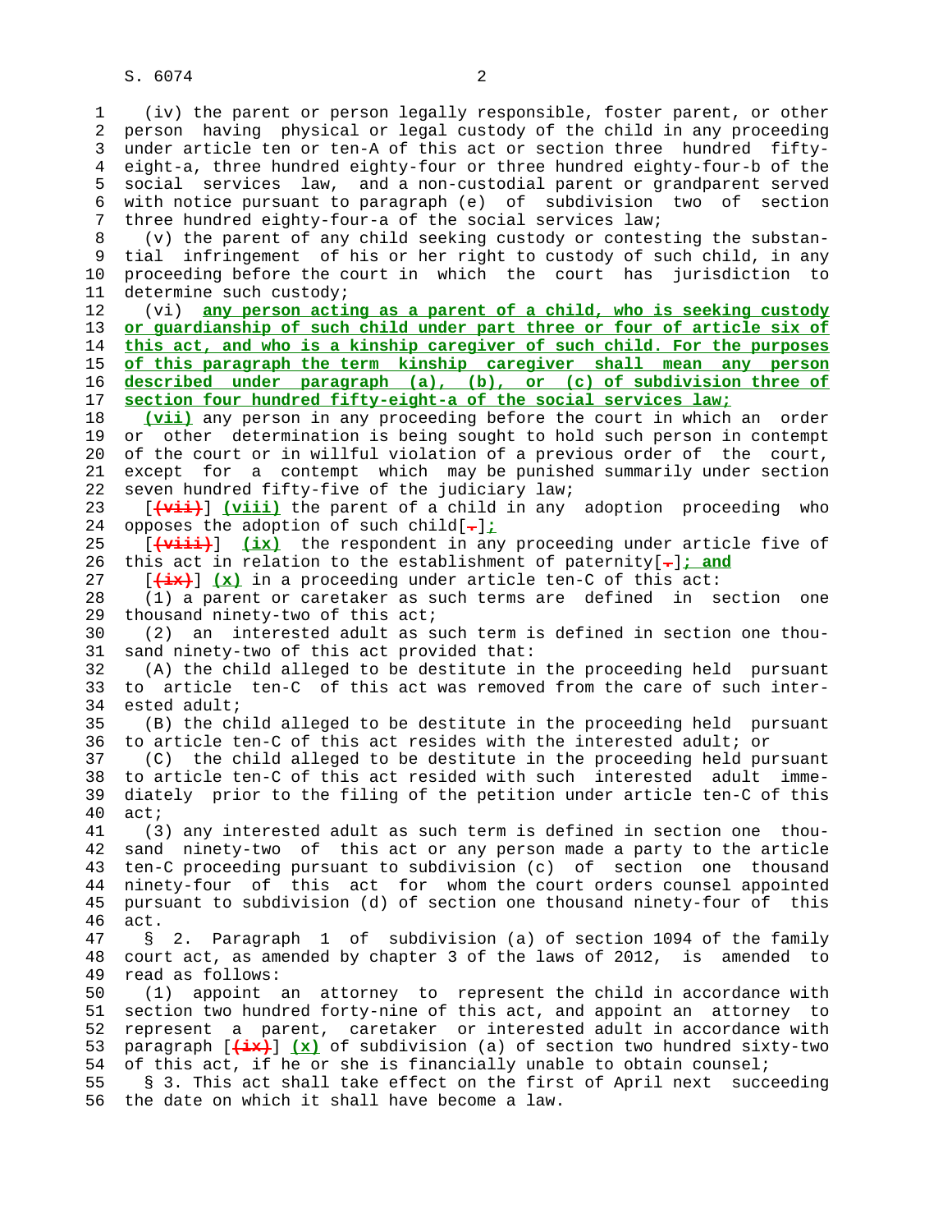(iv) the parent or person legally responsible, foster parent, or other person having physical or legal custody of the child in any proceeding under article ten or ten-A of this act or section three hundred fifty-eight-a, three hundred eighty-four or three hundred eighty-four-b of the social services law, and a non-custodial parent or grandparent served with notice pursuant to paragraph (e) of subdivision two of section three hundred eighty-four-a of the social services law;

(v) the parent of any child seeking custody or contesting the substantial infringement of his or her right to custody of such child, in any proceeding before the court in which the court has jurisdiction to determine such custody;

(vi) **any person acting as a parent of a child, who is seeking custody or guardianship of such child under part three or four of article six of this act, and who is a kinship caregiver of such child. For the purposes of this paragraph the term kinship caregiver shall mean any person described under paragraph (a), (b), or (c) of subdivision three of section four hundred fifty-eight-a of the social services law;**

**(vii)** any person in any proceeding before the court in which an order or other determination is being sought to hold such person in contempt of the court or in willful violation of a previous order of the court, except for a contempt which may be punished summarily under section seven hundred fifty-five of the judiciary law;

[(vii)] **(viii)** the parent of a child in any adoption proceeding who opposes the adoption of such child[.]**;**

[(viii)] **(ix)** the respondent in any proceeding under article five of this act in relation to the establishment of paternity[.]**; and**

[(ix)] **(x)** in a proceeding under article ten-C of this act:

(1) a parent or caretaker as such terms are defined in section one thousand ninety-two of this act;

(2) an interested adult as such term is defined in section one thousand ninety-two of this act provided that:

(A) the child alleged to be destitute in the proceeding held pursuant to article ten-C of this act was removed from the care of such interested adult;

(B) the child alleged to be destitute in the proceeding held pursuant to article ten-C of this act resides with the interested adult; or

(C) the child alleged to be destitute in the proceeding held pursuant to article ten-C of this act resided with such interested adult immediately prior to the filing of the petition under article ten-C of this act;

(3) any interested adult as such term is defined in section one thousand ninety-two of this act or any person made a party to the article ten-C proceeding pursuant to subdivision (c) of section one thousand ninety-four of this act for whom the court orders counsel appointed pursuant to subdivision (d) of section one thousand ninety-four of this act.

§ 2. Paragraph 1 of subdivision (a) of section 1094 of the family court act, as amended by chapter 3 of the laws of 2012, is amended to read as follows:

(1) appoint an attorney to represent the child in accordance with section two hundred forty-nine of this act, and appoint an attorney to represent a parent, caretaker or interested adult in accordance with paragraph [(ix)] **(x)** of subdivision (a) of section two hundred sixty-two of this act, if he or she is financially unable to obtain counsel;

§ 3. This act shall take effect on the first of April next succeeding the date on which it shall have become a law.